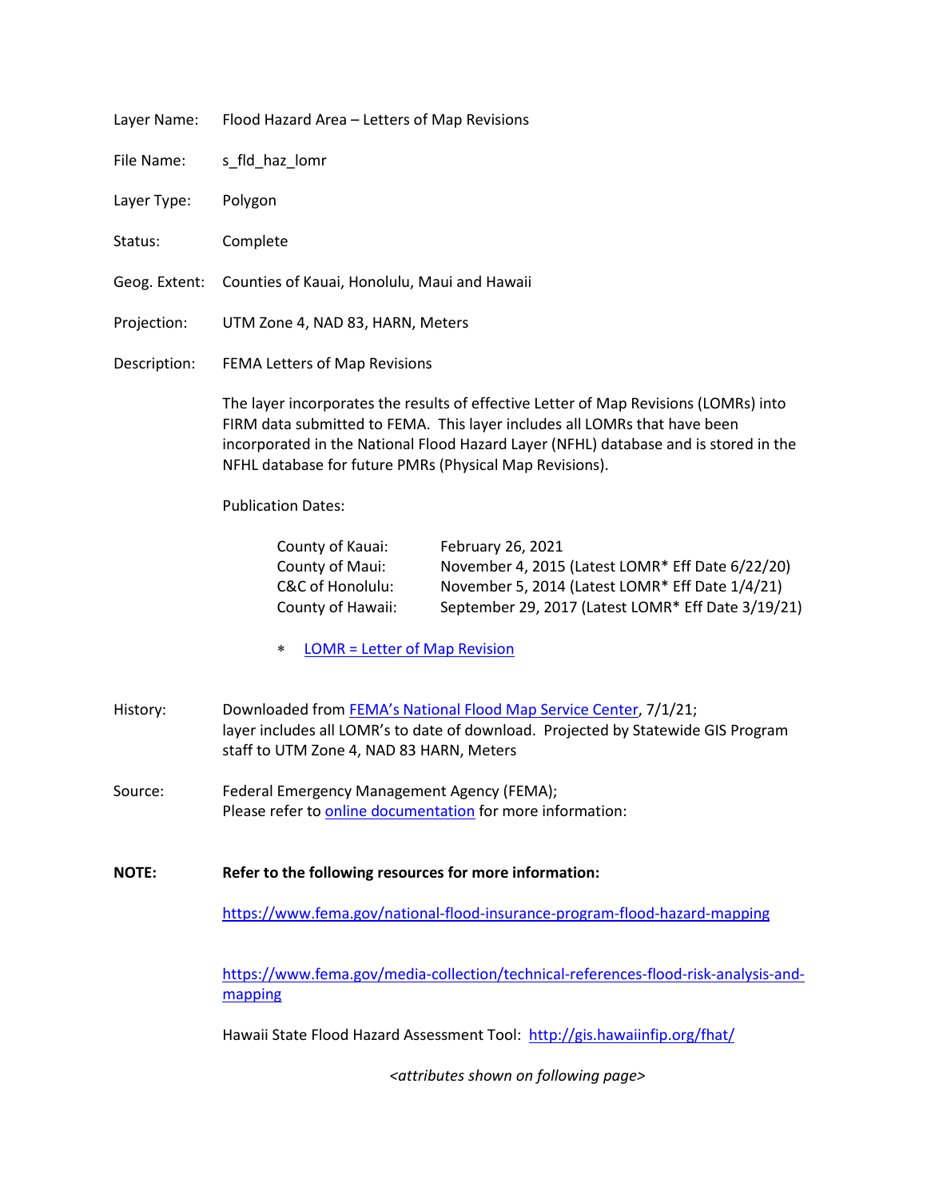Layer Name: Flood Hazard Area – Letters of Map Revisions

File Name: s_fld_haz_lomr

Layer Type: Polygon

Status: Complete

Geog. Extent: Counties of Kauai, Honolulu, Maui and Hawaii

Projection: UTM Zone 4, NAD 83, HARN, Meters

Description: FEMA Letters of Map Revisions

The layer incorporates the results of effective Letter of Map Revisions (LOMRs) into FIRM data submitted to FEMA. This layer includes all LOMRs that have been incorporated in the National Flood Hazard Layer (NFHL) database and is stored in the NFHL database for future PMRs (Physical Map Revisions).

Publication Dates:

| | |
|---|---|
| County of Kauai: | February 26, 2021 |
| County of Maui: | November 4, 2015 (Latest LOMR* Eff Date 6/22/20) |
| C&C of Honolulu: | November 5, 2014 (Latest LOMR* Eff Date 1/4/21) |
| County of Hawaii: | September 29, 2017 (Latest LOMR* Eff Date 3/19/21) |

* LOMR = Letter of Map Revision

History: Downloaded from FEMA's National Flood Map Service Center, 7/1/21; layer includes all LOMR's to date of download. Projected by Statewide GIS Program staff to UTM Zone 4, NAD 83 HARN, Meters

Source: Federal Emergency Management Agency (FEMA); Please refer to online documentation for more information:

**NOTE: Refer to the following resources for more information:**

https://www.fema.gov/national-flood-insurance-program-flood-hazard-mapping

https://www.fema.gov/media-collection/technical-references-flood-risk-analysis-and-mapping

Hawaii State Flood Hazard Assessment Tool: http://gis.hawaiinfip.org/fhat/

*<attributes shown on following page>*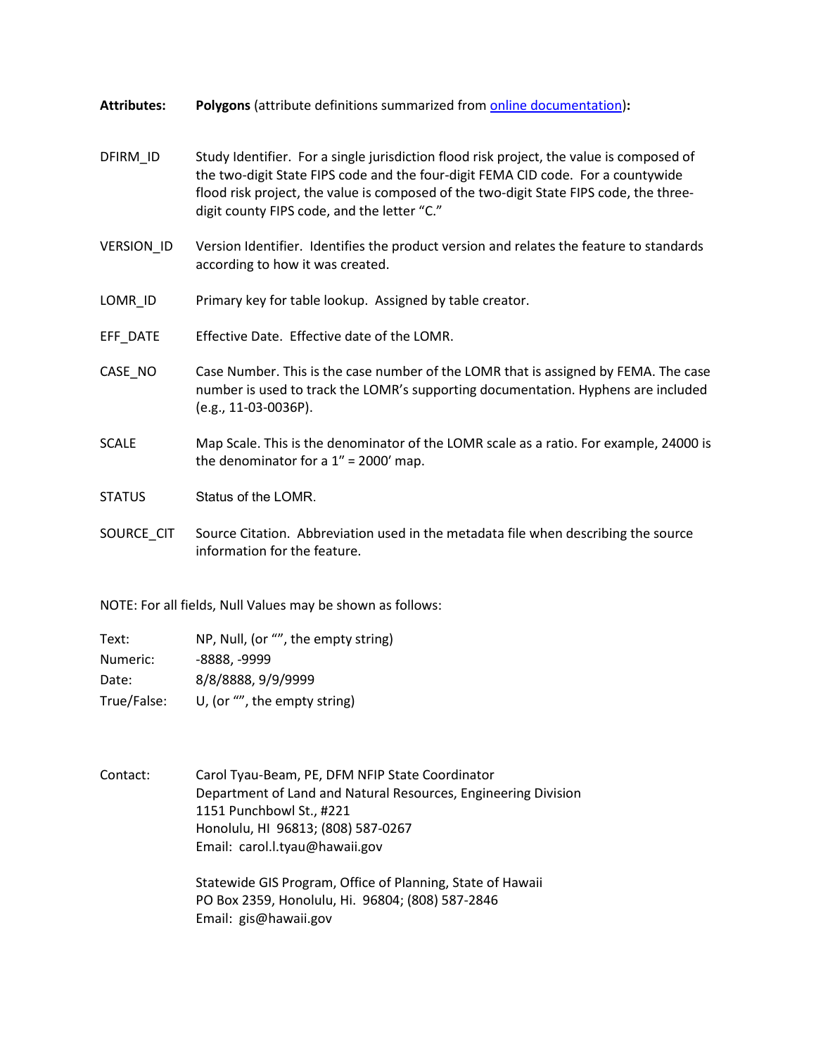**Attributes:** **Polygons** (attribute definitions summarized from [online documentation](online documentation)**):**

| | |
|---|---|
| DFIRM_ID | Study Identifier. For a single jurisdiction flood risk project, the value is composed of the two-digit State FIPS code and the four-digit FEMA CID code. For a countywide flood risk project, the value is composed of the two-digit State FIPS code, the three-digit county FIPS code, and the letter "C." |
| VERSION_ID | Version Identifier. Identifies the product version and relates the feature to standards according to how it was created. |
| LOMR_ID | Primary key for table lookup. Assigned by table creator. |
| EFF_DATE | Effective Date. Effective date of the LOMR. |
| CASE_NO | Case Number. This is the case number of the LOMR that is assigned by FEMA. The case number is used to track the LOMR's supporting documentation. Hyphens are included (e.g., 11-03-0036P). |
| SCALE | Map Scale. This is the denominator of the LOMR scale as a ratio. For example, 24000 is the denominator for a 1" = 2000' map. |
| STATUS | Status of the LOMR. |
| SOURCE_CIT | Source Citation. Abbreviation used in the metadata file when describing the source information for the feature. |

NOTE: For all fields, Null Values may be shown as follows:

| | |
|---|---|
| Text: | NP, Null, (or "", the empty string) |
| Numeric: | -8888, -9999 |
| Date: | 8/8/8888, 9/9/9999 |
| True/False: | U, (or "", the empty string) |

Contact: Carol Tyau-Beam, PE, DFM NFIP State Coordinator
Department of Land and Natural Resources, Engineering Division
1151 Punchbowl St., #221
Honolulu, HI 96813; (808) 587-0267
Email: carol.l.tyau@hawaii.gov

Statewide GIS Program, Office of Planning, State of Hawaii
PO Box 2359, Honolulu, Hi. 96804; (808) 587-2846
Email: gis@hawaii.gov